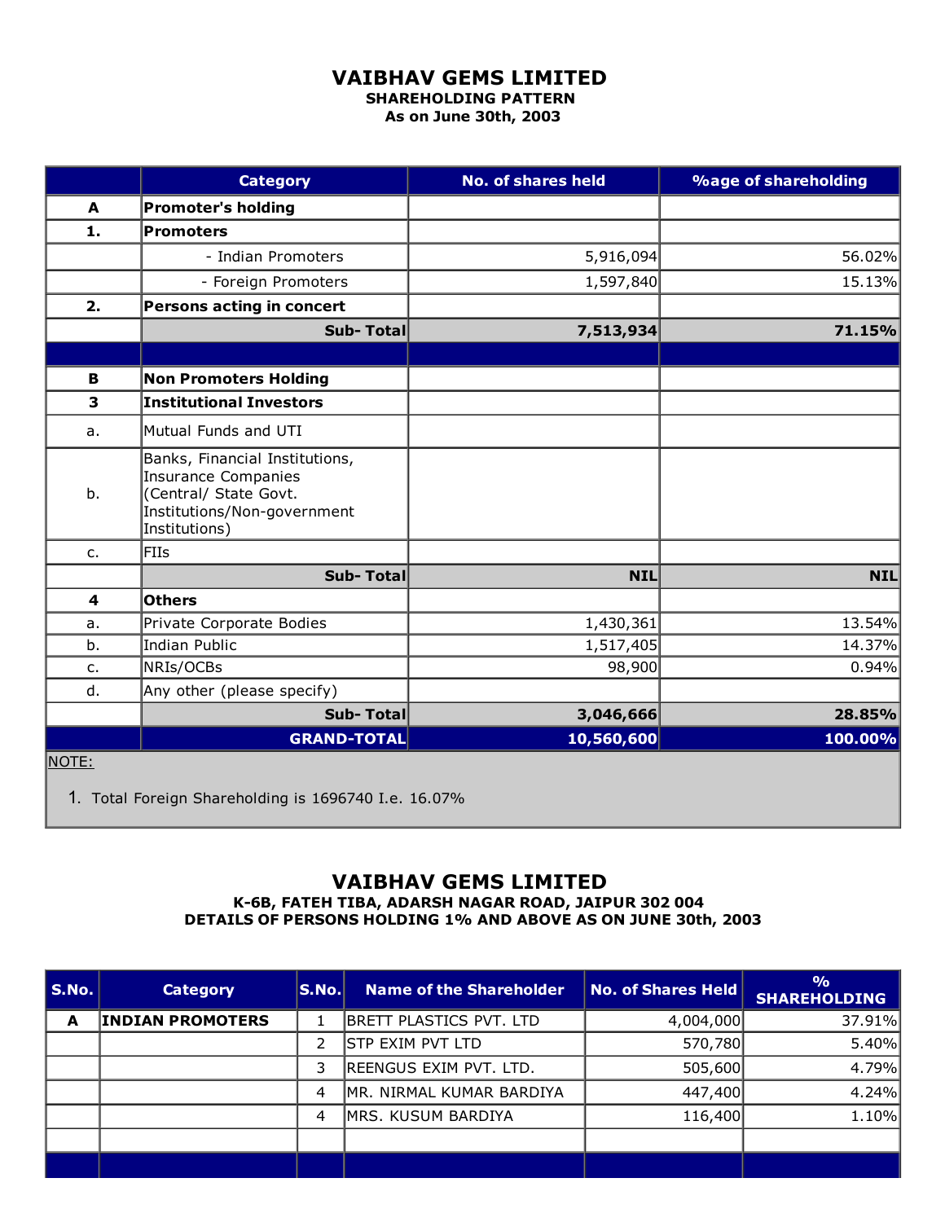# VAIBHAV GEMS LIMITED

**SHAREHOLDING PATTERN**
**As on June 30th, 2003**

| | Category | No. of shares held | %age of shareholding |
|---|---|---|---|
| **A** | **Promoter's holding** | | |
| **1.** | **Promoters** | | |
| | - Indian Promoters | 5,916,094 | 56.02% |
| | - Foreign Promoters | 1,597,840 | 15.13% |
| **2.** | **Persons acting in concert** | | |
| | **Sub- Total** | **7,513,934** | **71.15%** |
| | | | |
| **B** | **Non Promoters Holding** | | |
| **3** | **Institutional Investors** | | |
| a. | Mutual Funds and UTI | | |
| b. | Banks, Financial Institutions, Insurance Companies (Central/ State Govt. Institutions/Non-government Institutions) | | |
| c. | FIIs | | |
| | **Sub- Total** | **NIL** | **NIL** |
| **4** | **Others** | | |
| a. | Private Corporate Bodies | 1,430,361 | 13.54% |
| b. | Indian Public | 1,517,405 | 14.37% |
| c. | NRIs/OCBs | 98,900 | 0.94% |
| d. | Any other (please specify) | | |
| | **Sub- Total** | **3,046,666** | **28.85%** |
| | **GRAND-TOTAL** | **10,560,600** | **100.00%** |

NOTE:

1. Total Foreign Shareholding is 1696740 I.e. 16.07%

# VAIBHAV GEMS LIMITED

**K-6B, FATEH TIBA, ADARSH NAGAR ROAD, JAIPUR 302 004**
**DETAILS OF PERSONS HOLDING 1% AND ABOVE AS ON JUNE 30th, 2003**

| S.No. | Category | S.No. | Name of the Shareholder | No. of Shares Held | % SHAREHOLDING |
|---|---|---|---|---|---|
| **A** | **INDIAN PROMOTERS** | 1 | BRETT PLASTICS PVT. LTD | 4,004,000 | 37.91% |
| | | 2 | STP EXIM PVT LTD | 570,780 | 5.40% |
| | | 3 | REENGUS EXIM PVT. LTD. | 505,600 | 4.79% |
| | | 4 | MR. NIRMAL KUMAR BARDIYA | 447,400 | 4.24% |
| | | 4 | MRS. KUSUM BARDIYA | 116,400 | 1.10% |
| | | | | | |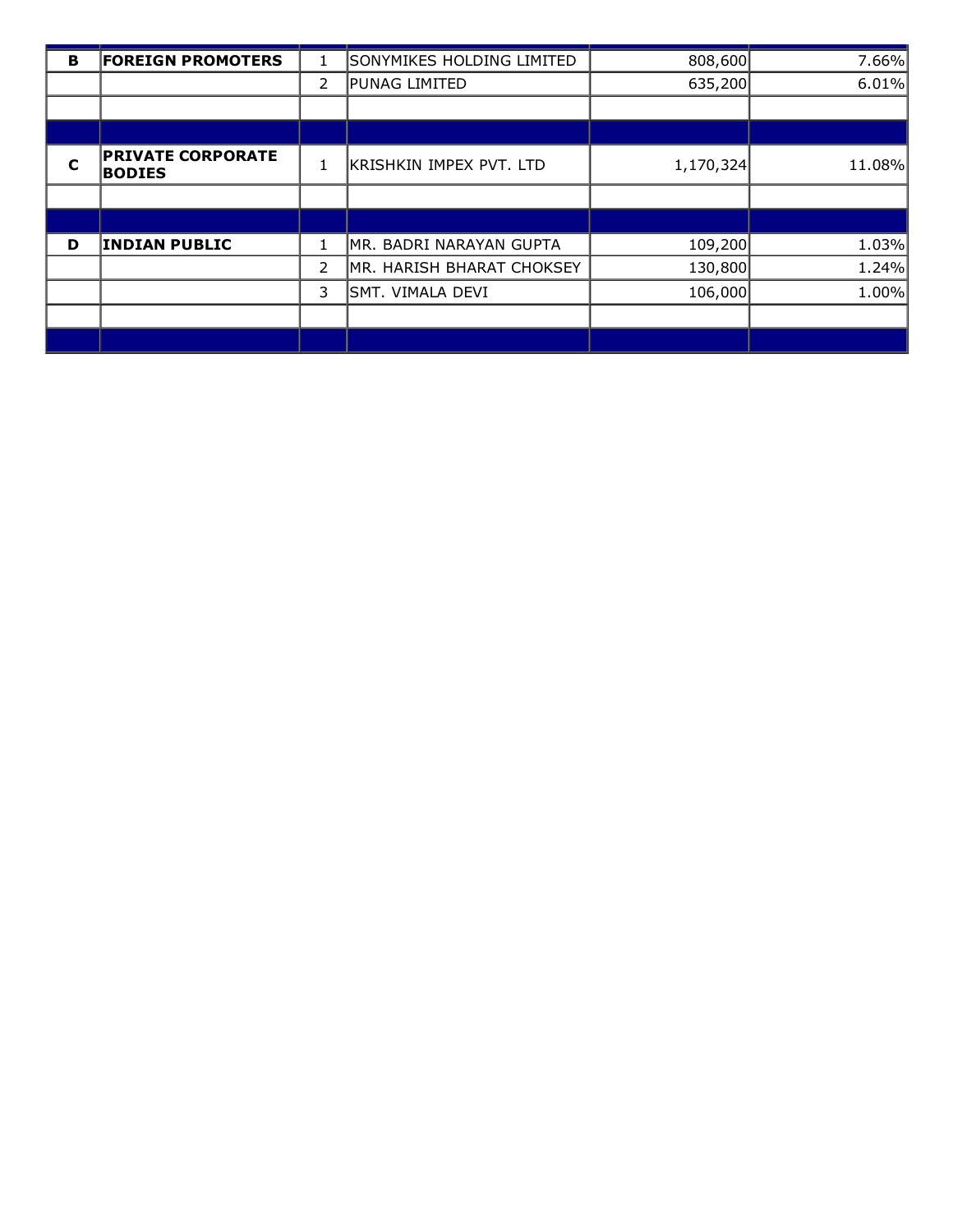| | | | | | |
|---|---|---|---|---|---|
| **B** | **FOREIGN PROMOTERS** | 1 | SONYMIKES HOLDING LIMITED | 808,600 | 7.66% |
| | | 2 | PUNAG LIMITED | 635,200 | 6.01% |
| | | | | | |
| | | | | | |
| **C** | **PRIVATE CORPORATE BODIES** | 1 | KRISHKIN IMPEX PVT. LTD | 1,170,324 | 11.08% |
| | | | | | |
| | | | | | |
| **D** | **INDIAN PUBLIC** | 1 | MR. BADRI NARAYAN GUPTA | 109,200 | 1.03% |
| | | 2 | MR. HARISH BHARAT CHOKSEY | 130,800 | 1.24% |
| | | 3 | SMT. VIMALA DEVI | 106,000 | 1.00% |
| | | | | | |
| | | | | | |